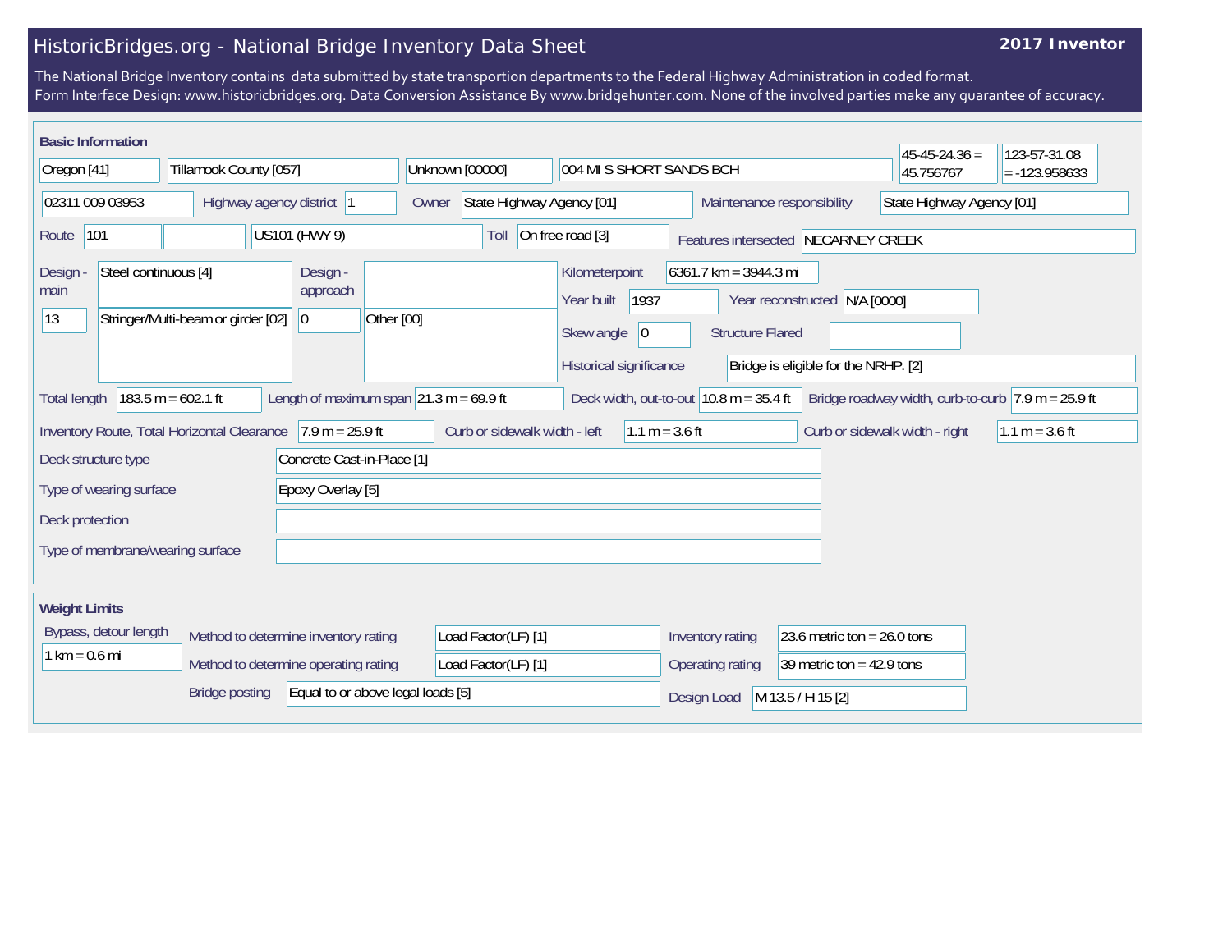# HistoricBridges.org - National Bridge Inventory Data Sheet

**2017 Inventor**

The National Bridge Inventory contains data submitted by state transportion departments to the Federal Highway Administration in coded format.
Form Interface Design: www.historicbridges.org. Data Conversion Assistance By www.bridgehunter.com. None of the involved parties make any guarantee of accuracy.

## Basic Information

Oregon [41] | Tillamook County [057] | Unknown [00000] | 004 MI S SHORT SANDS BCH | 45-45-24.36 = 45.756767 | 123-57-31.08 = -123.958633

02311 009 03953 | Highway agency district: 1 | Owner: State Highway Agency [01] | Maintenance responsibility: State Highway Agency [01]

Route: 101 | US101 (HWY 9) | Toll: On free road [3] | Features intersected: NECARNEY CREEK

Design - main: Steel continuous [4] | 13 | Stringer/Multi-beam or girder [02]

Design - approach: 0 | Other [00]

Kilometerpoint: 6361.7 km = 3944.3 mi

Year built: 1937 | Year reconstructed: N/A [0000]

Skew angle: 0 | Structure Flared:

Historical significance: Bridge is eligible for the NRHP. [2]

Total length: 183.5 m = 602.1 ft | Length of maximum span: 21.3 m = 69.9 ft | Deck width, out-to-out: 10.8 m = 35.4 ft | Bridge roadway width, curb-to-curb: 7.9 m = 25.9 ft

Inventory Route, Total Horizontal Clearance: 7.9 m = 25.9 ft | Curb or sidewalk width - left: 1.1 m = 3.6 ft | Curb or sidewalk width - right: 1.1 m = 3.6 ft

Deck structure type: Concrete Cast-in-Place [1]

Type of wearing surface: Epoxy Overlay [5]

Deck protection:

Type of membrane/wearing surface:

## Weight Limits

Bypass, detour length: 1 km = 0.6 mi

Method to determine inventory rating: Load Factor(LF) [1] | Inventory rating: 23.6 metric ton = 26.0 tons

Method to determine operating rating: Load Factor(LF) [1] | Operating rating: 39 metric ton = 42.9 tons

Bridge posting: Equal to or above legal loads [5] | Design Load: M 13.5 / H 15 [2]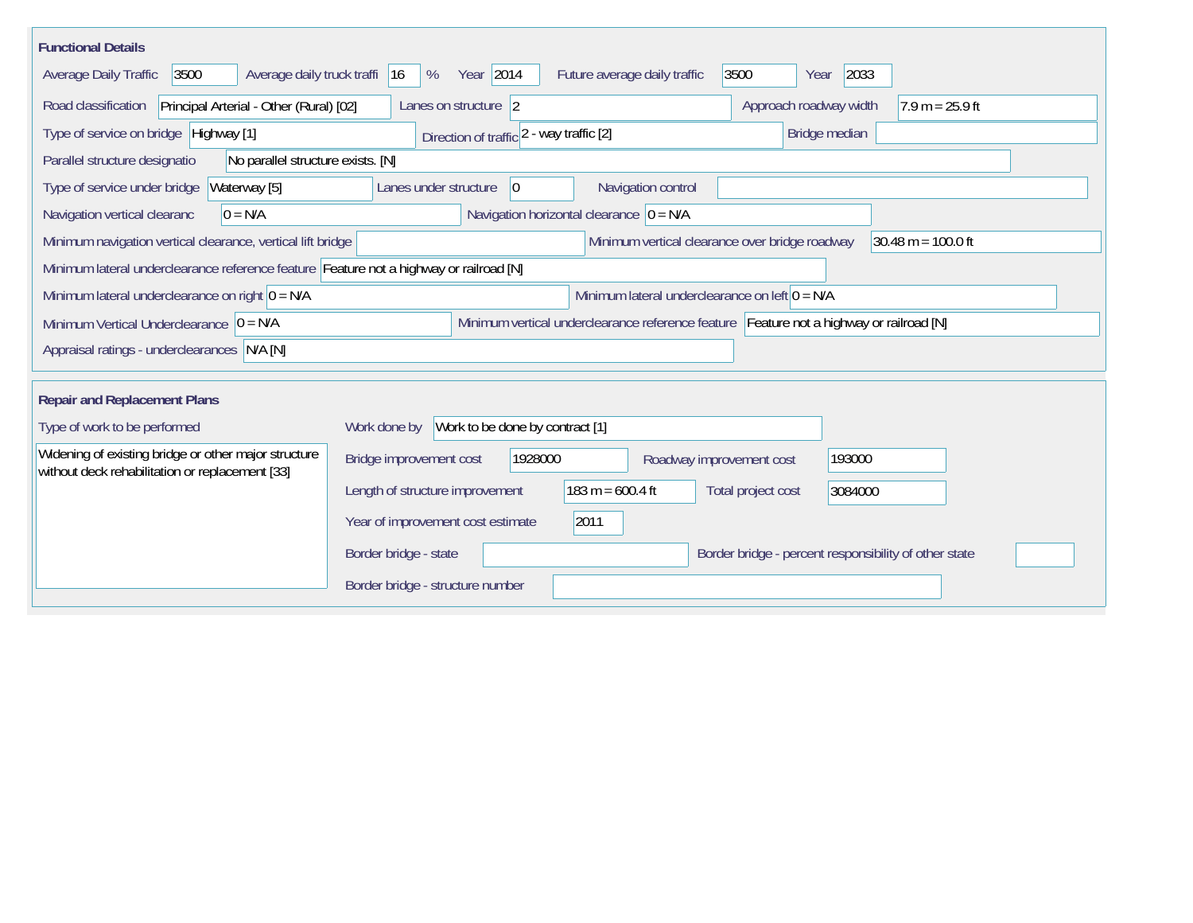## Functional Details

Average Daily Traffic: 3500

Average daily truck traffi: 16 %

Year: 2014

Future average daily traffic: 3500

Year: 2033

Road classification: Principal Arterial - Other (Rural) [02]

Lanes on structure: 2

Approach roadway width: 7.9 m = 25.9 ft

Type of service on bridge: Highway [1]

Direction of traffic: 2 - way traffic [2]

Bridge median:

Parallel structure designatio: No parallel structure exists. [N]

Type of service under bridge: Waterway [5]

Lanes under structure: 0

Navigation control:

Navigation vertical clearanc: 0 = N/A

Navigation horizontal clearance: 0 = N/A

Minimum navigation vertical clearance, vertical lift bridge:

Minimum vertical clearance over bridge roadway: 30.48 m = 100.0 ft

Minimum lateral underclearance reference feature: Feature not a highway or railroad [N]

Minimum lateral underclearance on right: 0 = N/A

Minimum lateral underclearance on left: 0 = N/A

Minimum Vertical Underclearance: 0 = N/A

Minimum vertical underclearance reference feature: Feature not a highway or railroad [N]

Appraisal ratings - underclearances: N/A [N]

## Repair and Replacement Plans

Type of work to be performed: Widening of existing bridge or other major structure without deck rehabilitation or replacement [33]

Work done by: Work to be done by contract [1]

Bridge improvement cost: 1928000

Roadway improvement cost: 193000

Length of structure improvement: 183 m = 600.4 ft

Total project cost: 3084000

Year of improvement cost estimate: 2011

Border bridge - state:

Border bridge - percent responsibility of other state:

Border bridge - structure number: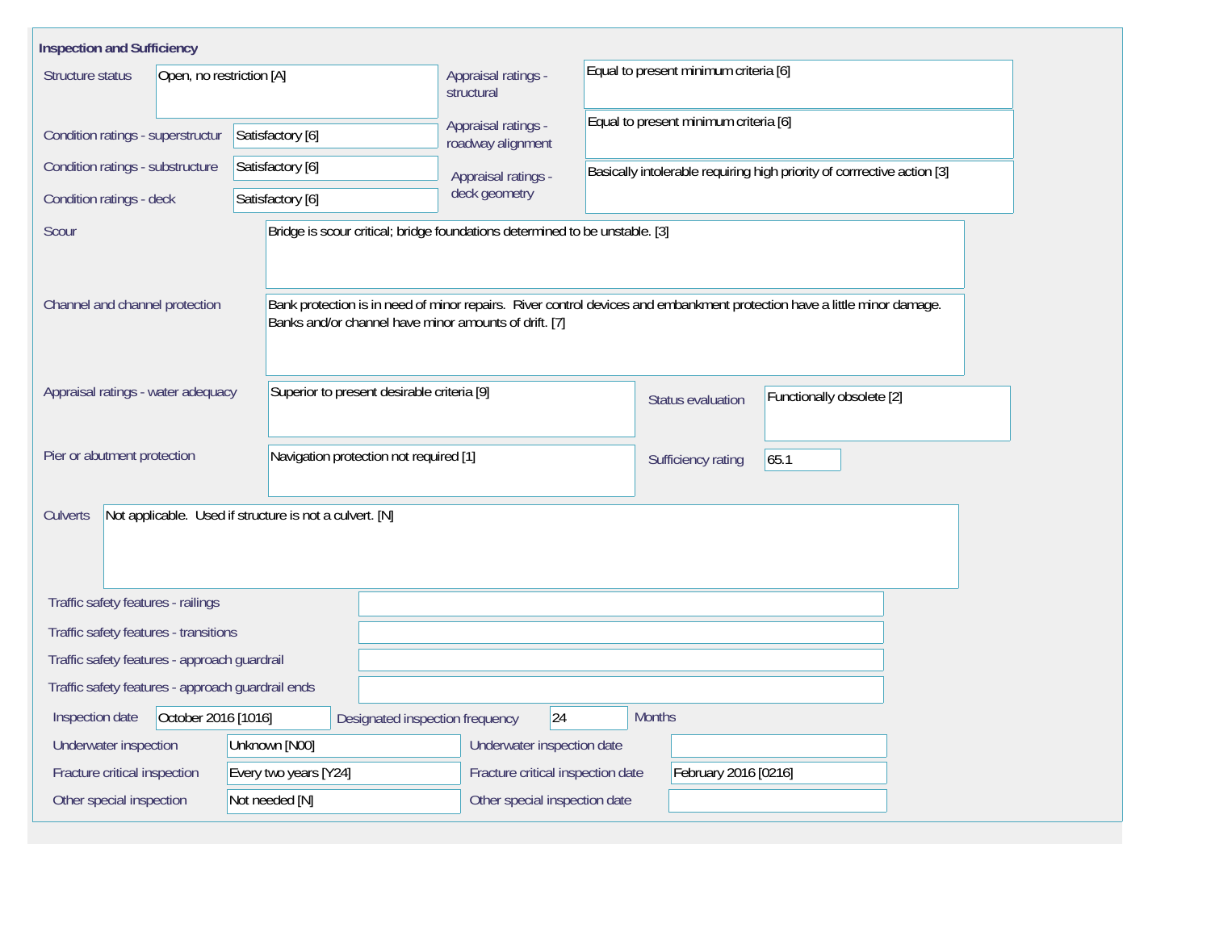## Inspection and Sufficiency

| | |
|---|---|
| Structure status | Open, no restriction [A] |
| Appraisal ratings - structural | Equal to present minimum criteria [6] |
| Condition ratings - superstructur | Satisfactory [6] |
| Appraisal ratings - roadway alignment | Equal to present minimum criteria [6] |
| Condition ratings - substructure | Satisfactory [6] |
| Appraisal ratings - deck geometry | Basically intolerable requiring high priority of corrrective action [3] |
| Condition ratings - deck | Satisfactory [6] |
| Scour | Bridge is scour critical; bridge foundations determined to be unstable. [3] |
| Channel and channel protection | Bank protection is in need of minor repairs. River control devices and embankment protection have a little minor damage. Banks and/or channel have minor amounts of drift. [7] |
| Appraisal ratings - water adequacy | Superior to present desirable criteria [9] |
| Status evaluation | Functionally obsolete [2] |
| Pier or abutment protection | Navigation protection not required [1] |
| Sufficiency rating | 65.1 |
| Culverts | Not applicable. Used if structure is not a culvert. [N] |
| Traffic safety features - railings | |
| Traffic safety features - transitions | |
| Traffic safety features - approach guardrail | |
| Traffic safety features - approach guardrail ends | |
| Inspection date | October 2016 [1016] |
| Designated inspection frequency | 24 Months |
| Underwater inspection | Unknown [N00] |
| Underwater inspection date | |
| Fracture critical inspection | Every two years [Y24] |
| Fracture critical inspection date | February 2016 [0216] |
| Other special inspection | Not needed [N] |
| Other special inspection date | |